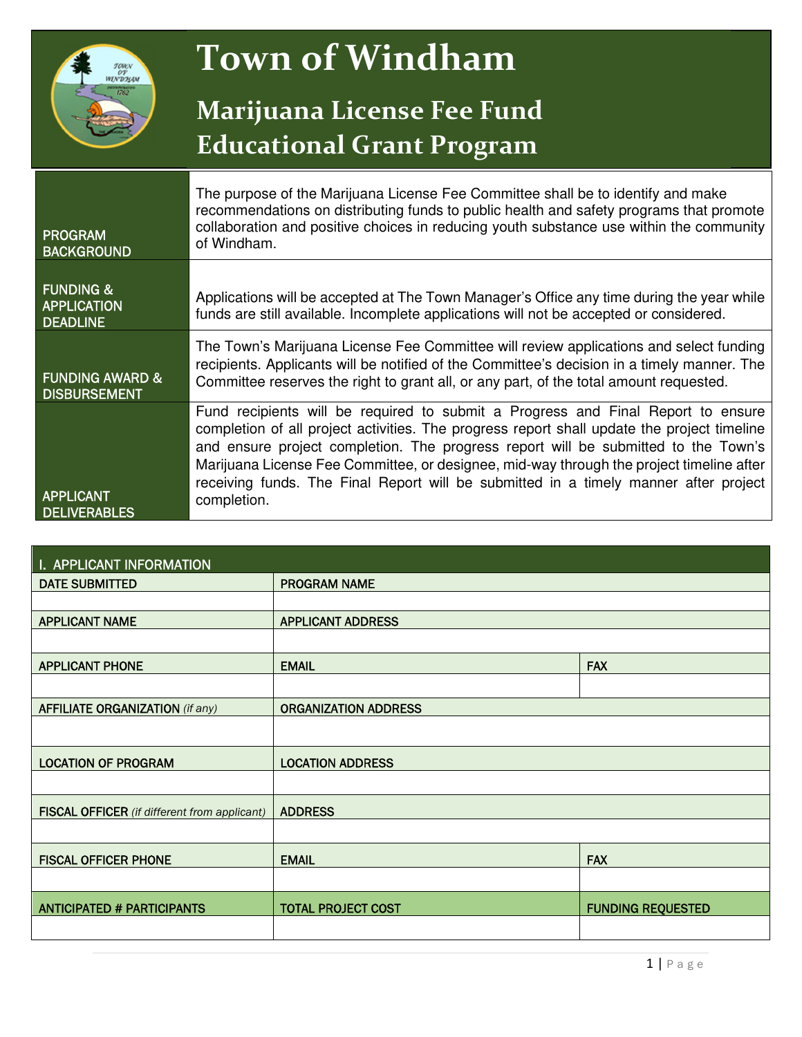# Town of Windham

## Marijuana License Fee Fund Educational Grant Program

| | |
|---|---|
| PROGRAM BACKGROUND | The purpose of the Marijuana License Fee Committee shall be to identify and make recommendations on distributing funds to public health and safety programs that promote collaboration and positive choices in reducing youth substance use within the community of Windham. |
| FUNDING & APPLICATION DEADLINE | Applications will be accepted at The Town Manager's Office any time during the year while funds are still available. Incomplete applications will not be accepted or considered. |
| FUNDING AWARD & DISBURSEMENT | The Town's Marijuana License Fee Committee will review applications and select funding recipients. Applicants will be notified of the Committee's decision in a timely manner. The Committee reserves the right to grant all, or any part, of the total amount requested. |
| APPLICANT DELIVERABLES | Fund recipients will be required to submit a Progress and Final Report to ensure completion of all project activities. The progress report shall update the project timeline and ensure project completion. The progress report will be submitted to the Town's Marijuana License Fee Committee, or designee, mid-way through the project timeline after receiving funds. The Final Report will be submitted in a timely manner after project completion. |

| I. APPLICANT INFORMATION | | |
|---|---|---|
| DATE SUBMITTED | PROGRAM NAME | |
| | | |
| APPLICANT NAME | APPLICANT ADDRESS | |
| | | |
| APPLICANT PHONE | EMAIL | FAX |
| | | |
| AFFILIATE ORGANIZATION *(if any)* | ORGANIZATION ADDRESS | |
| | | |
| LOCATION OF PROGRAM | LOCATION ADDRESS | |
| | | |
| FISCAL OFFICER *(if different from applicant)* | ADDRESS | |
| | | |
| FISCAL OFFICER PHONE | EMAIL | FAX |
| | | |
| ANTICIPATED # PARTICIPANTS | TOTAL PROJECT COST | FUNDING REQUESTED |
| | | |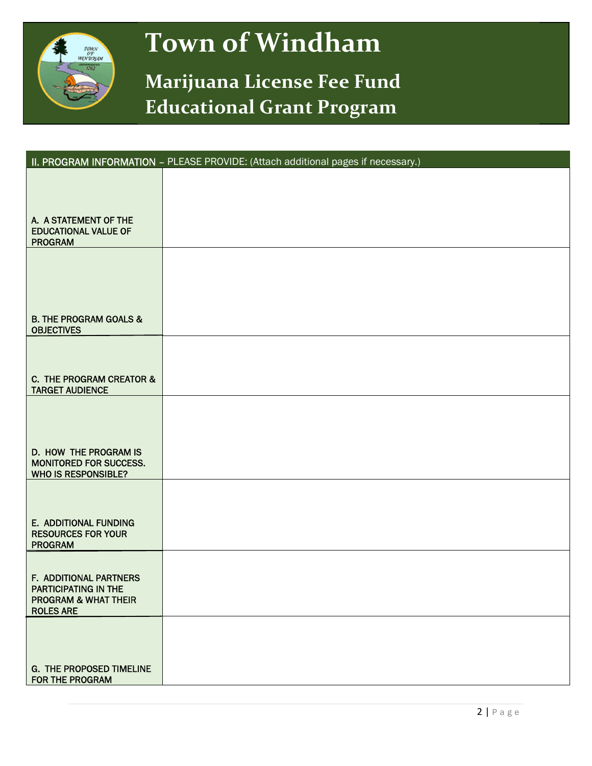# Town of Windham

## Marijuana License Fee Fund Educational Grant Program

| II. PROGRAM INFORMATION – PLEASE PROVIDE: (Attach additional pages if necessary.) | |
|---|---|
| A. A STATEMENT OF THE EDUCATIONAL VALUE OF PROGRAM | |
| B. THE PROGRAM GOALS & OBJECTIVES | |
| C. THE PROGRAM CREATOR & TARGET AUDIENCE | |
| D. HOW THE PROGRAM IS MONITORED FOR SUCCESS. WHO IS RESPONSIBLE? | |
| E. ADDITIONAL FUNDING RESOURCES FOR YOUR PROGRAM | |
| F. ADDITIONAL PARTNERS PARTICIPATING IN THE PROGRAM & WHAT THEIR ROLES ARE | |
| G. THE PROPOSED TIMELINE FOR THE PROGRAM | |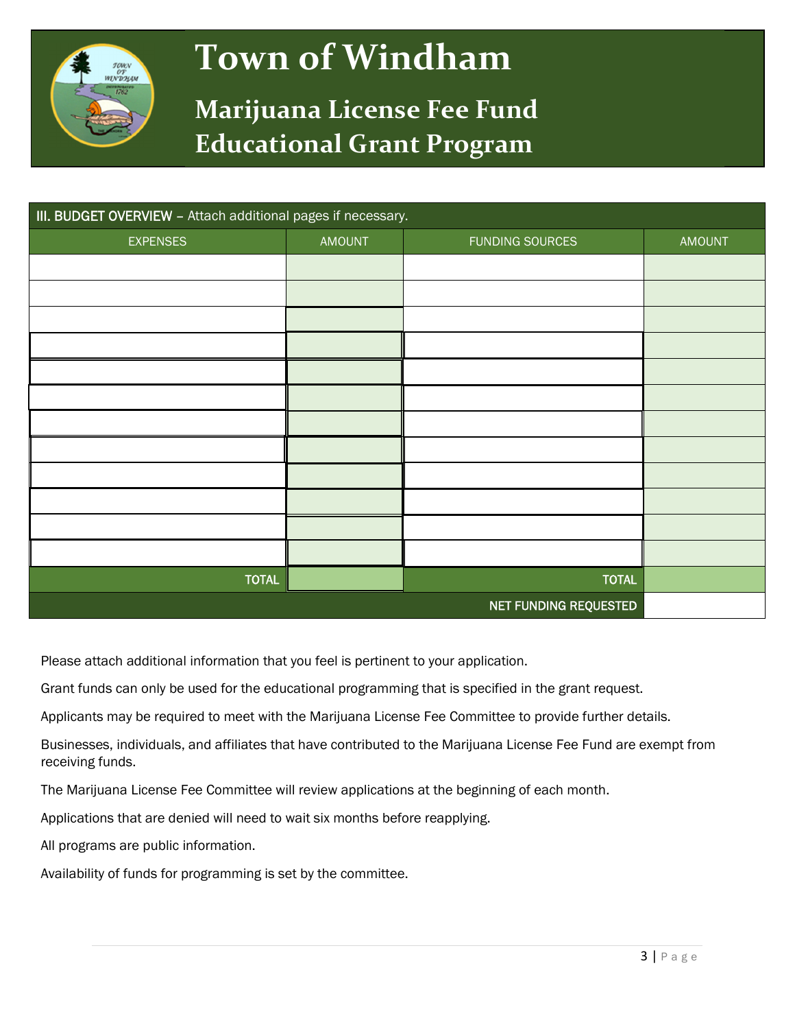# Town of Windham

## Marijuana License Fee Fund Educational Grant Program

| III. BUDGET OVERVIEW – Attach additional pages if necessary. | | | |
|---|---|---|---|
| EXPENSES | AMOUNT | FUNDING SOURCES | AMOUNT |
| | | | |
| | | | |
| | | | |
| | | | |
| | | | |
| | | | |
| | | | |
| | | | |
| | | | |
| | | | |
| | | | |
| | | | |
| TOTAL | | TOTAL | |
| | | NET FUNDING REQUESTED | |

Please attach additional information that you feel is pertinent to your application.

Grant funds can only be used for the educational programming that is specified in the grant request.

Applicants may be required to meet with the Marijuana License Fee Committee to provide further details.

Businesses, individuals, and affiliates that have contributed to the Marijuana License Fee Fund are exempt from receiving funds.

The Marijuana License Fee Committee will review applications at the beginning of each month.

Applications that are denied will need to wait six months before reapplying.

All programs are public information.

Availability of funds for programming is set by the committee.